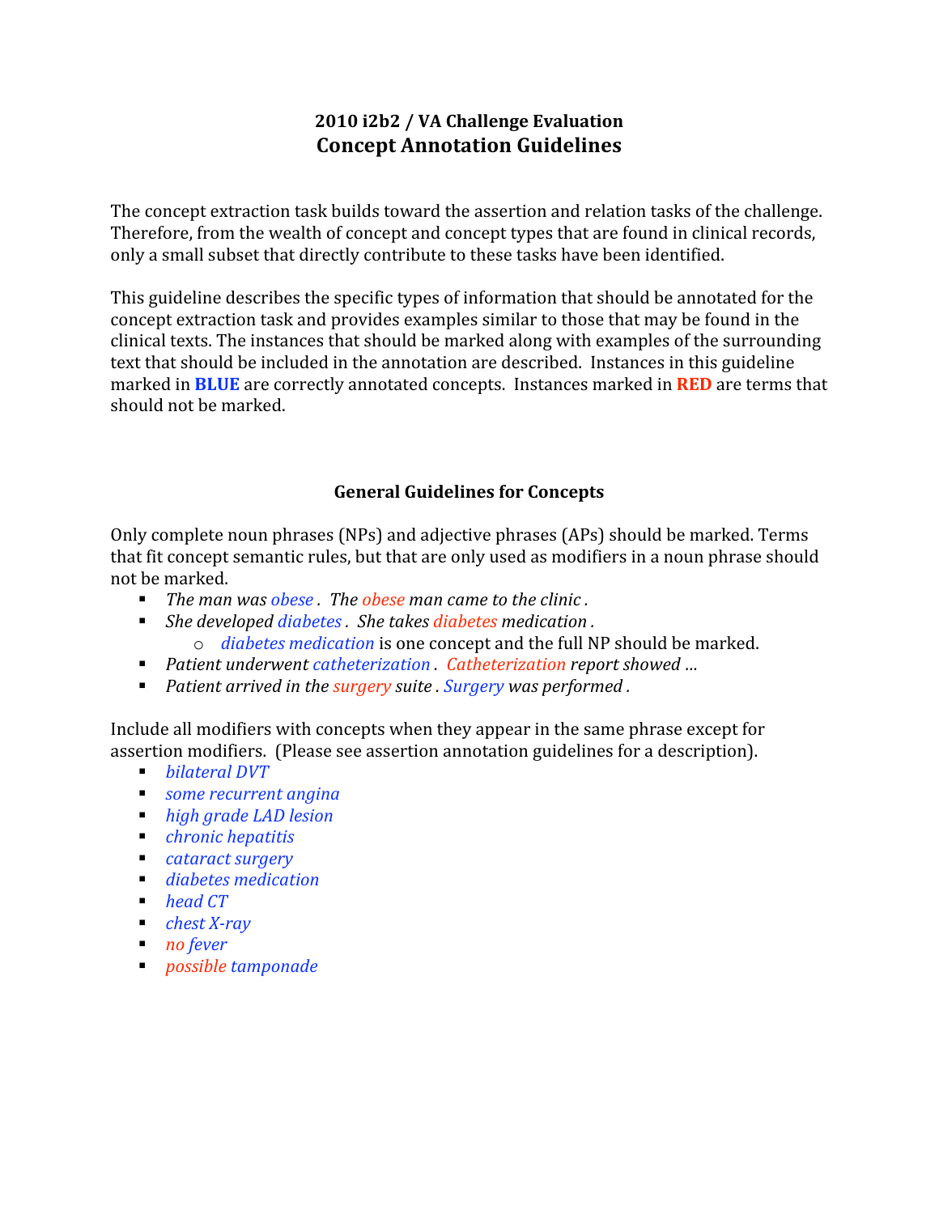# 2010 i2b2 / VA Challenge Evaluation
## Concept Annotation Guidelines

The concept extraction task builds toward the assertion and relation tasks of the challenge. Therefore, from the wealth of concept and concept types that are found in clinical records, only a small subset that directly contribute to these tasks have been identified.

This guideline describes the specific types of information that should be annotated for the concept extraction task and provides examples similar to those that may be found in the clinical texts. The instances that should be marked along with examples of the surrounding text that should be included in the annotation are described. Instances in this guideline marked in **BLUE** are correctly annotated concepts. Instances marked in **RED** are terms that should not be marked.

### General Guidelines for Concepts

Only complete noun phrases (NPs) and adjective phrases (APs) should be marked. Terms that fit concept semantic rules, but that are only used as modifiers in a noun phrase should not be marked.

- *The man was obese . The obese man came to the clinic .*
- *She developed diabetes . She takes diabetes medication .*
  - *diabetes medication* is one concept and the full NP should be marked.
- *Patient underwent catheterization . Catheterization report showed …*
- *Patient arrived in the surgery suite . Surgery was performed .*

Include all modifiers with concepts when they appear in the same phrase except for assertion modifiers. (Please see assertion annotation guidelines for a description).

- *bilateral DVT*
- *some recurrent angina*
- *high grade LAD lesion*
- *chronic hepatitis*
- *cataract surgery*
- *diabetes medication*
- *head CT*
- *chest X-ray*
- *no fever*
- *possible tamponade*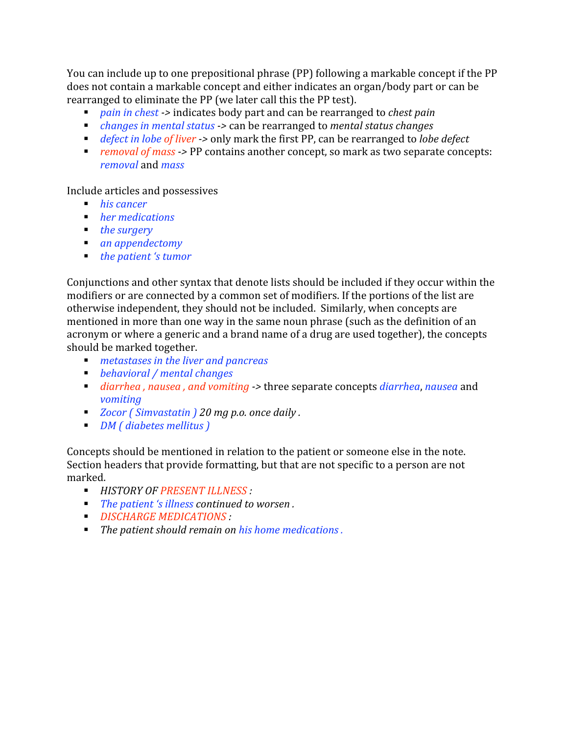You can include up to one prepositional phrase (PP) following a markable concept if the PP does not contain a markable concept and either indicates an organ/body part or can be rearranged to eliminate the PP (we later call this the PP test).

- *pain in chest* -> indicates body part and can be rearranged to *chest pain*
- *changes in mental status* -> can be rearranged to *mental status changes*
- *defect in lobe of liver* -> only mark the first PP, can be rearranged to *lobe defect*
- *removal of mass* -> PP contains another concept, so mark as two separate concepts: *removal* and *mass*

Include articles and possessives

- *his cancer*
- *her medications*
- *the surgery*
- *an appendectomy*
- *the patient 's tumor*

Conjunctions and other syntax that denote lists should be included if they occur within the modifiers or are connected by a common set of modifiers. If the portions of the list are otherwise independent, they should not be included. Similarly, when concepts are mentioned in more than one way in the same noun phrase (such as the definition of an acronym or where a generic and a brand name of a drug are used together), the concepts should be marked together.

- *metastases in the liver and pancreas*
- *behavioral / mental changes*
- *diarrhea , nausea , and vomiting* -> three separate concepts *diarrhea*, *nausea* and *vomiting*
- *Zocor ( Simvastatin ) 20 mg p.o. once daily .*
- *DM ( diabetes mellitus )*

Concepts should be mentioned in relation to the patient or someone else in the note. Section headers that provide formatting, but that are not specific to a person are not marked.

- *HISTORY OF PRESENT ILLNESS :*
- *The patient 's illness continued to worsen .*
- *DISCHARGE MEDICATIONS :*
- *The patient should remain on his home medications .*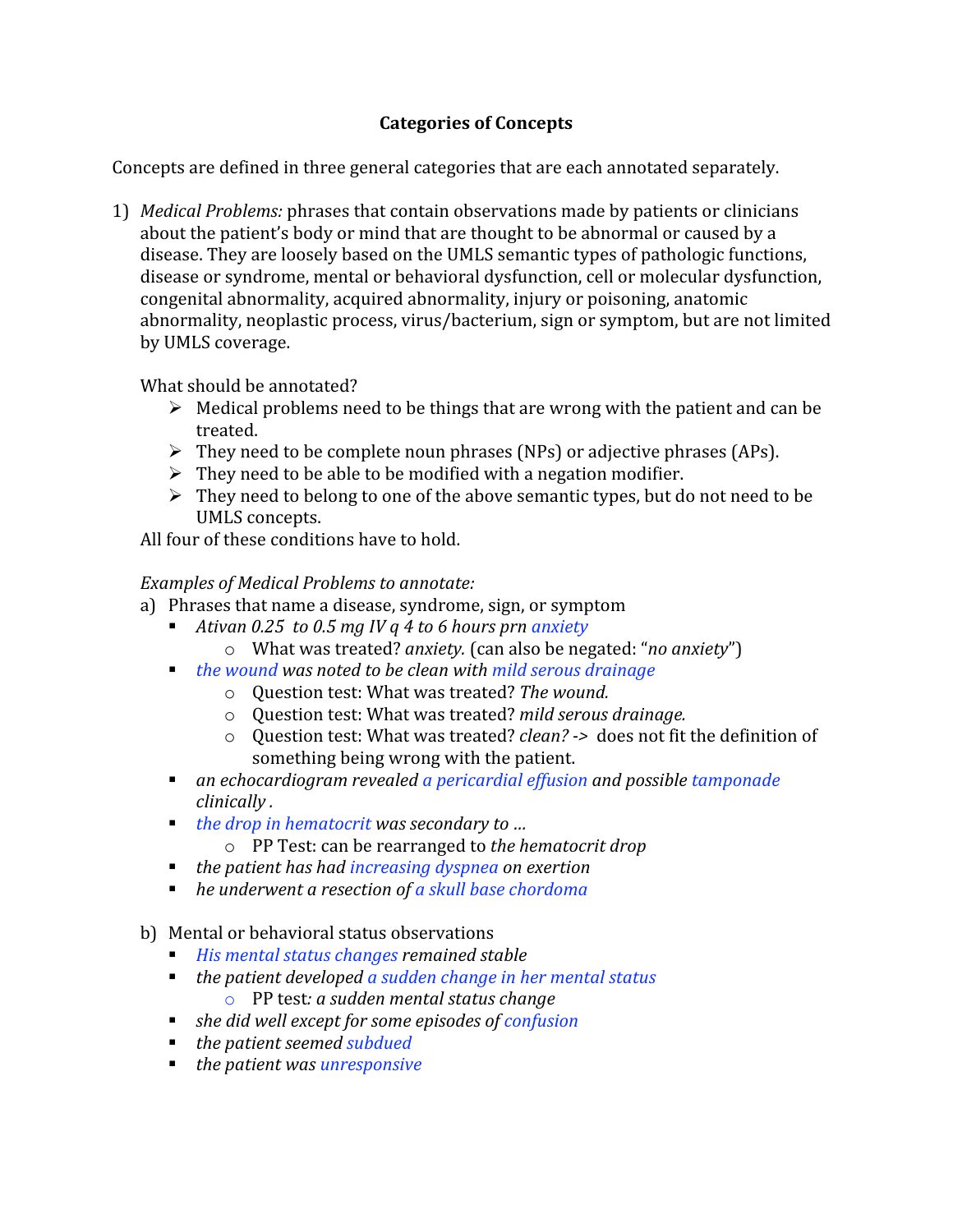# Categories of Concepts

Concepts are defined in three general categories that are each annotated separately.

1) *Medical Problems:* phrases that contain observations made by patients or clinicians about the patient's body or mind that are thought to be abnormal or caused by a disease. They are loosely based on the UMLS semantic types of pathologic functions, disease or syndrome, mental or behavioral dysfunction, cell or molecular dysfunction, congenital abnormality, acquired abnormality, injury or poisoning, anatomic abnormality, neoplastic process, virus/bacterium, sign or symptom, but are not limited by UMLS coverage.

   What should be annotated?
   - Medical problems need to be things that are wrong with the patient and can be treated.
   - They need to be complete noun phrases (NPs) or adjective phrases (APs).
   - They need to be able to be modified with a negation modifier.
   - They need to belong to one of the above semantic types, but do not need to be UMLS concepts.

   All four of these conditions have to hold.

   *Examples of Medical Problems to annotate:*

   a) Phrases that name a disease, syndrome, sign, or symptom
      - *Ativan 0.25 to 0.5 mg IV q 4 to 6 hours prn anxiety*
        - What was treated? *anxiety.* (can also be negated: "*no anxiety*")
      - *the wound was noted to be clean with mild serous drainage*
        - Question test: What was treated? *The wound.*
        - Question test: What was treated? *mild serous drainage.*
        - Question test: What was treated? *clean?* -> does not fit the definition of something being wrong with the patient.
      - *an echocardiogram revealed a pericardial effusion and possible tamponade clinically .*
      - *the drop in hematocrit was secondary to …*
        - PP Test: can be rearranged to *the hematocrit drop*
      - *the patient has had increasing dyspnea on exertion*
      - *he underwent a resection of a skull base chordoma*

   b) Mental or behavioral status observations
      - *His mental status changes remained stable*
      - *the patient developed a sudden change in her mental status*
        - PP test*: a sudden mental status change*
      - *she did well except for some episodes of confusion*
      - *the patient seemed subdued*
      - *the patient was unresponsive*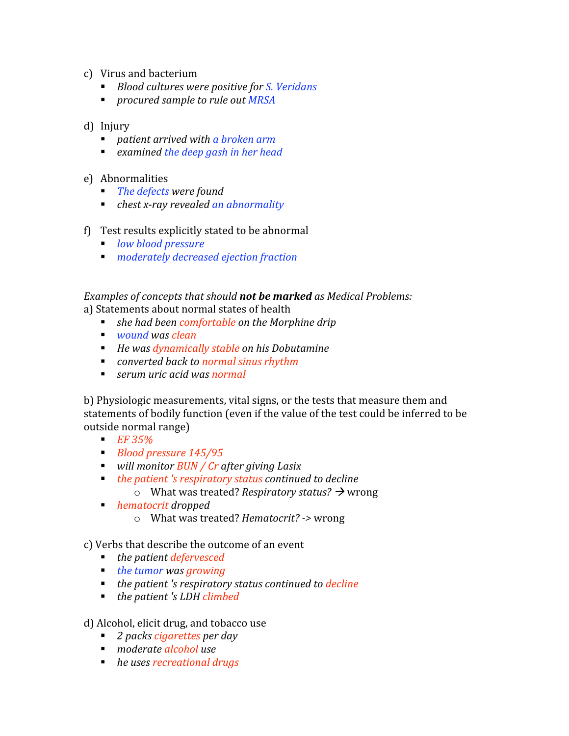c) Virus and bacterium
- *Blood cultures were positive for S. Veridans*
- *procured sample to rule out MRSA*

d) Injury
- *patient arrived with a broken arm*
- *examined the deep gash in her head*

e) Abnormalities
- *The defects were found*
- *chest x-ray revealed an abnormality*

f) Test results explicitly stated to be abnormal
- *low blood pressure*
- *moderately decreased ejection fraction*

*Examples of concepts that should* ***not be marked*** *as Medical Problems:*

a) Statements about normal states of health
- *she had been comfortable on the Morphine drip*
- *wound was clean*
- *He was dynamically stable on his Dobutamine*
- *converted back to normal sinus rhythm*
- *serum uric acid was normal*

b) Physiologic measurements, vital signs, or the tests that measure them and statements of bodily function (even if the value of the test could be inferred to be outside normal range)
- *EF 35%*
- *Blood pressure 145/95*
- *will monitor BUN / Cr after giving Lasix*
- *the patient 's respiratory status continued to decline*
  - What was treated? *Respiratory status?* → wrong
- *hematocrit dropped*
  - What was treated? *Hematocrit?* -> wrong

c) Verbs that describe the outcome of an event
- *the patient defervesced*
- *the tumor was growing*
- *the patient 's respiratory status continued to decline*
- *the patient 's LDH climbed*

d) Alcohol, elicit drug, and tobacco use
- *2 packs cigarettes per day*
- *moderate alcohol use*
- *he uses recreational drugs*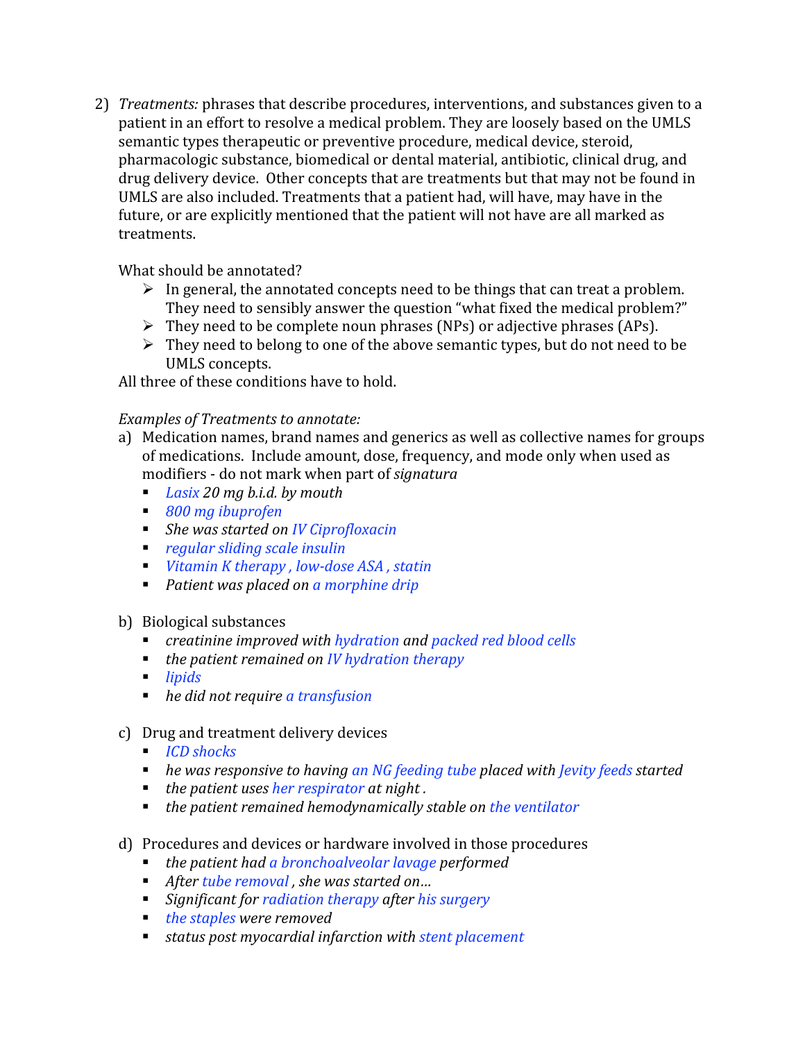2) *Treatments:* phrases that describe procedures, interventions, and substances given to a patient in an effort to resolve a medical problem. They are loosely based on the UMLS semantic types therapeutic or preventive procedure, medical device, steroid, pharmacologic substance, biomedical or dental material, antibiotic, clinical drug, and drug delivery device. Other concepts that are treatments but that may not be found in UMLS are also included. Treatments that a patient had, will have, may have in the future, or are explicitly mentioned that the patient will not have are all marked as treatments.

   What should be annotated?

   - In general, the annotated concepts need to be things that can treat a problem. They need to sensibly answer the question "what fixed the medical problem?"
   - They need to be complete noun phrases (NPs) or adjective phrases (APs).
   - They need to belong to one of the above semantic types, but do not need to be UMLS concepts.

   All three of these conditions have to hold.

   *Examples of Treatments to annotate:*

   a) Medication names, brand names and generics as well as collective names for groups of medications. Include amount, dose, frequency, and mode only when used as modifiers - do not mark when part of *signatura*
      - *Lasix 20 mg b.i.d. by mouth*
      - *800 mg ibuprofen*
      - *She was started on IV Ciprofloxacin*
      - *regular sliding scale insulin*
      - *Vitamin K therapy , low-dose ASA , statin*
      - *Patient was placed on a morphine drip*

   b) Biological substances
      - *creatinine improved with hydration and packed red blood cells*
      - *the patient remained on IV hydration therapy*
      - *lipids*
      - *he did not require a transfusion*

   c) Drug and treatment delivery devices
      - *ICD shocks*
      - *he was responsive to having an NG feeding tube placed with Jevity feeds started*
      - *the patient uses her respirator at night .*
      - *the patient remained hemodynamically stable on the ventilator*

   d) Procedures and devices or hardware involved in those procedures
      - *the patient had a bronchoalveolar lavage performed*
      - *After tube removal , she was started on…*
      - *Significant for radiation therapy after his surgery*
      - *the staples were removed*
      - *status post myocardial infarction with stent placement*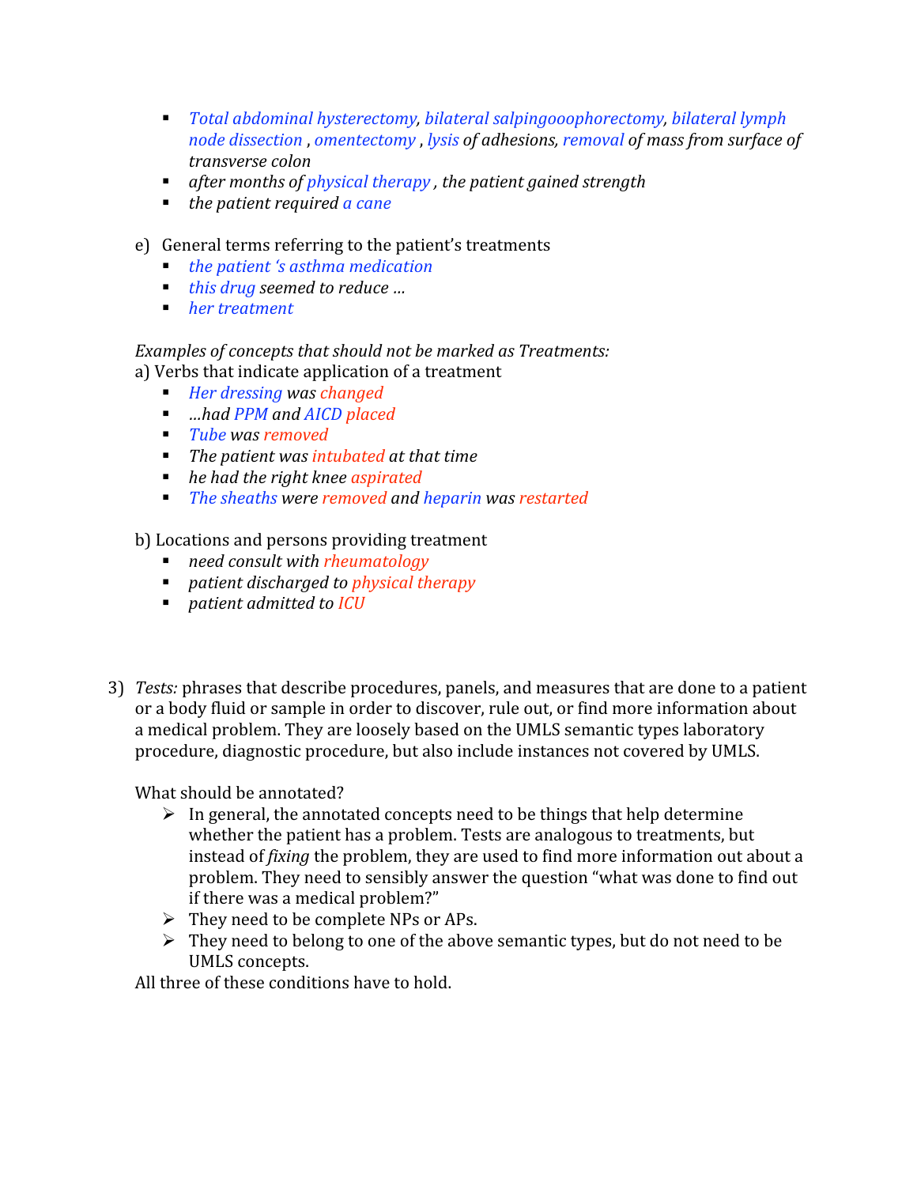- *Total abdominal hysterectomy, bilateral salpingooophorectomy, bilateral lymph node dissection , omentectomy , lysis of adhesions, removal of mass from surface of transverse colon*
- *after months of physical therapy , the patient gained strength*
- *the patient required a cane*

e) General terms referring to the patient's treatments

- *the patient 's asthma medication*
- *this drug seemed to reduce …*
- *her treatment*

*Examples of concepts that should not be marked as Treatments:*

a) Verbs that indicate application of a treatment

- *Her dressing was changed*
- *…had PPM and AICD placed*
- *Tube was removed*
- *The patient was intubated at that time*
- *he had the right knee aspirated*
- *The sheaths were removed and heparin was restarted*

b) Locations and persons providing treatment

- *need consult with rheumatology*
- *patient discharged to physical therapy*
- *patient admitted to ICU*

3) *Tests:* phrases that describe procedures, panels, and measures that are done to a patient or a body fluid or sample in order to discover, rule out, or find more information about a medical problem. They are loosely based on the UMLS semantic types laboratory procedure, diagnostic procedure, but also include instances not covered by UMLS.

What should be annotated?

- In general, the annotated concepts need to be things that help determine whether the patient has a problem. Tests are analogous to treatments, but instead of *fixing* the problem, they are used to find more information out about a problem. They need to sensibly answer the question "what was done to find out if there was a medical problem?"
- They need to be complete NPs or APs.
- They need to belong to one of the above semantic types, but do not need to be UMLS concepts.

All three of these conditions have to hold.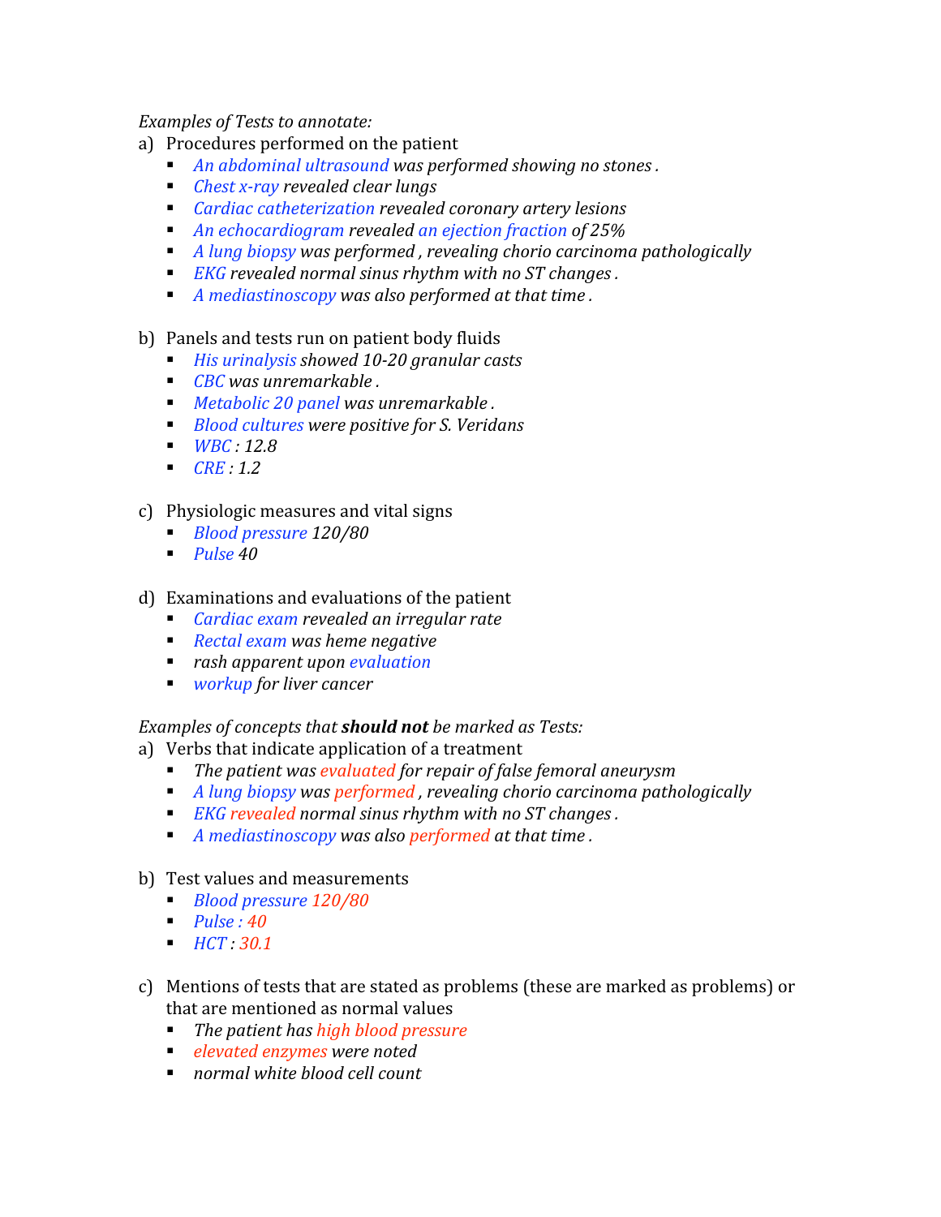*Examples of Tests to annotate:*

a) Procedures performed on the patient
   - *An abdominal ultrasound was performed showing no stones .*
   - *Chest x-ray revealed clear lungs*
   - *Cardiac catheterization revealed coronary artery lesions*
   - *An echocardiogram revealed an ejection fraction of 25%*
   - *A lung biopsy was performed , revealing chorio carcinoma pathologically*
   - *EKG revealed normal sinus rhythm with no ST changes .*
   - *A mediastinoscopy was also performed at that time .*

b) Panels and tests run on patient body fluids
   - *His urinalysis showed 10-20 granular casts*
   - *CBC was unremarkable .*
   - *Metabolic 20 panel was unremarkable .*
   - *Blood cultures were positive for S. Veridans*
   - *WBC : 12.8*
   - *CRE : 1.2*

c) Physiologic measures and vital signs
   - *Blood pressure 120/80*
   - *Pulse 40*

d) Examinations and evaluations of the patient
   - *Cardiac exam revealed an irregular rate*
   - *Rectal exam was heme negative*
   - *rash apparent upon evaluation*
   - *workup for liver cancer*

*Examples of concepts that* ***should not*** *be marked as Tests:*

a) Verbs that indicate application of a treatment
   - *The patient was evaluated for repair of false femoral aneurysm*
   - *A lung biopsy was performed , revealing chorio carcinoma pathologically*
   - *EKG revealed normal sinus rhythm with no ST changes .*
   - *A mediastinoscopy was also performed at that time .*

b) Test values and measurements
   - *Blood pressure 120/80*
   - *Pulse : 40*
   - *HCT : 30.1*

c) Mentions of tests that are stated as problems (these are marked as problems) or that are mentioned as normal values
   - *The patient has high blood pressure*
   - *elevated enzymes were noted*
   - *normal white blood cell count*